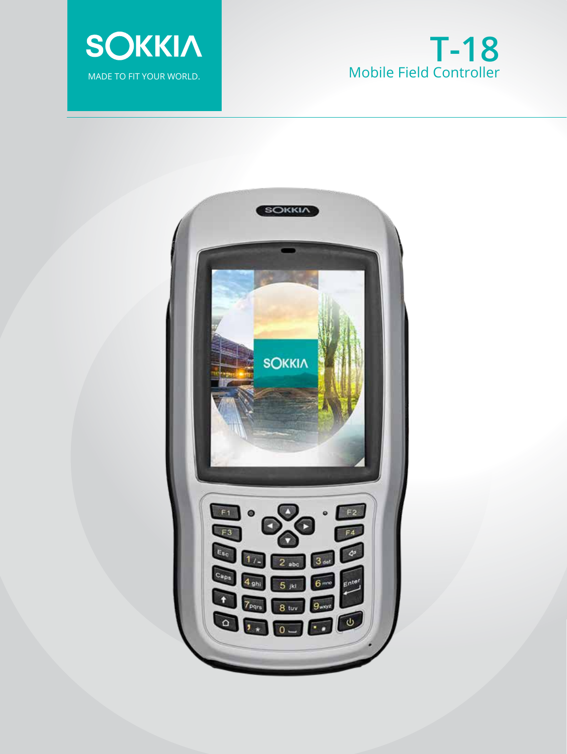SOKKIA

MADE TO FIT YOUR WORLD.

# T-18

## Mobile Field Controller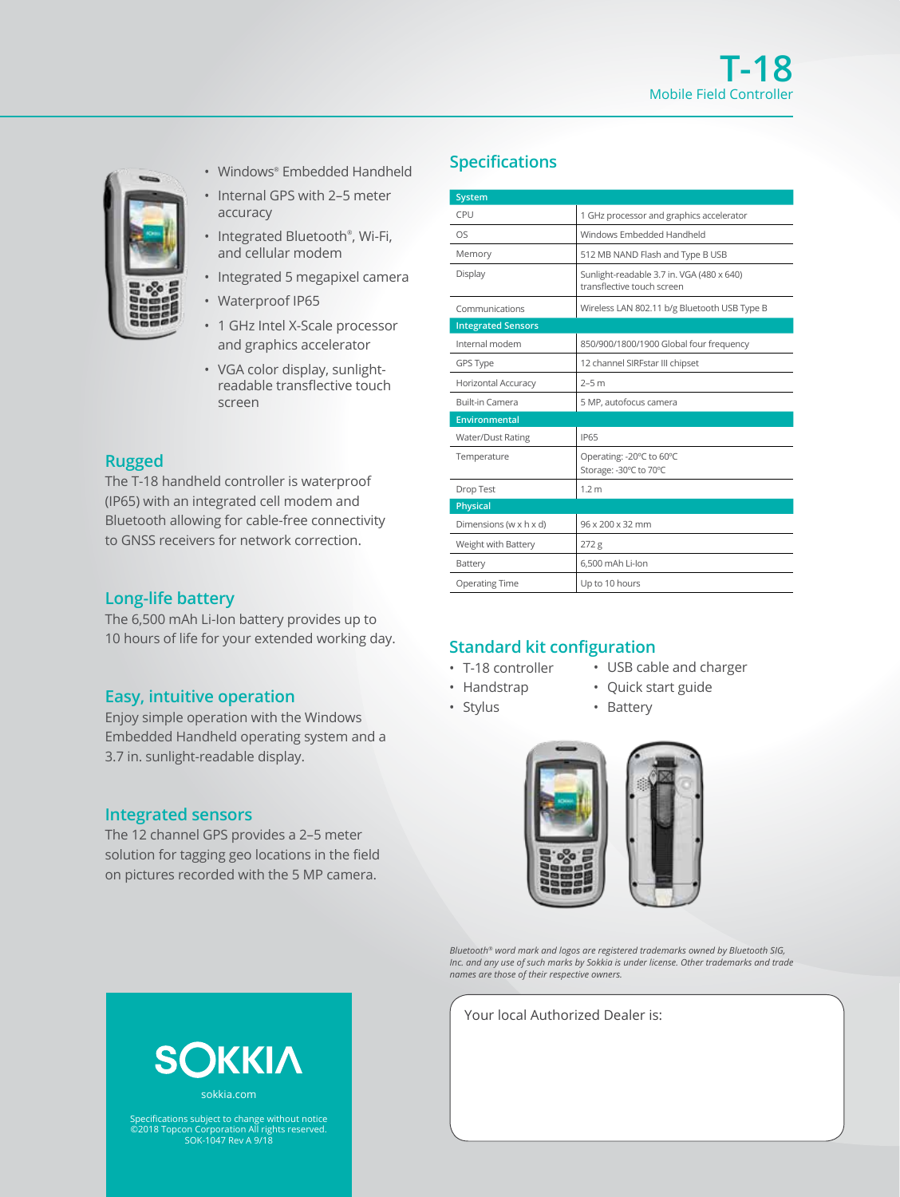# T-18

Mobile Field Controller

- Windows® Embedded Handheld
- Internal GPS with 2–5 meter accuracy
- Integrated Bluetooth®, Wi-Fi, and cellular modem
- Integrated 5 megapixel camera
- Waterproof IP65
- 1 GHz Intel X-Scale processor and graphics accelerator
- VGA color display, sunlight-readable transflective touch screen

## Rugged

The T-18 handheld controller is waterproof (IP65) with an integrated cell modem and Bluetooth allowing for cable-free connectivity to GNSS receivers for network correction.

## Long-life battery

The 6,500 mAh Li-Ion battery provides up to 10 hours of life for your extended working day.

## Easy, intuitive operation

Enjoy simple operation with the Windows Embedded Handheld operating system and a 3.7 in. sunlight-readable display.

## Integrated sensors

The 12 channel GPS provides a 2–5 meter solution for tagging geo locations in the field on pictures recorded with the 5 MP camera.

## Specifications

| | |
|---|---|
| **System** | |
| CPU | 1 GHz processor and graphics accelerator |
| OS | Windows Embedded Handheld |
| Memory | 512 MB NAND Flash and Type B USB |
| Display | Sunlight-readable 3.7 in. VGA (480 x 640) transflective touch screen |
| Communications | Wireless LAN 802.11 b/g Bluetooth USB Type B |
| **Integrated Sensors** | |
| Internal modem | 850/900/1800/1900 Global four frequency |
| GPS Type | 12 channel SIRFstar III chipset |
| Horizontal Accuracy | 2–5 m |
| Built-in Camera | 5 MP, autofocus camera |
| **Environmental** | |
| Water/Dust Rating | IP65 |
| Temperature | Operating: -20ºC to 60ºC<br>Storage: -30ºC to 70ºC |
| Drop Test | 1.2 m |
| **Physical** | |
| Dimensions (w x h x d) | 96 x 200 x 32 mm |
| Weight with Battery | 272 g |
| Battery | 6,500 mAh Li-Ion |
| Operating Time | Up to 10 hours |

## Standard kit configuration

- T-18 controller
- Handstrap
- Stylus
- USB cable and charger
- Quick start guide
- Battery

*Bluetooth® word mark and logos are registered trademarks owned by Bluetooth SIG, Inc. and any use of such marks by Sokkia is under license. Other trademarks and trade names are those of their respective owners.*

SOKKIA

sokkia.com

Specifications subject to change without notice
©2018 Topcon Corporation All rights reserved.
SOK-1047 Rev A 9/18

Your local Authorized Dealer is: